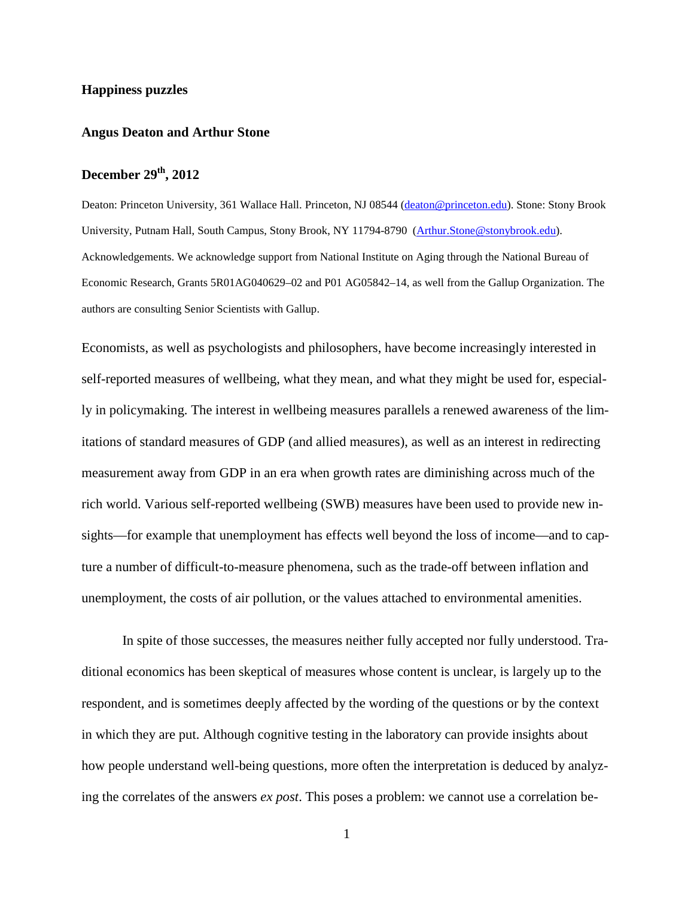**Happiness puzzles**

**Angus Deaton and Arthur Stone**

**December 29th, 2012**

Deaton: Princeton University, 361 Wallace Hall. Princeton, NJ 08544 (deaton@princeton.edu). Stone: Stony Brook University, Putnam Hall, South Campus, Stony Brook, NY 11794-8790 (Arthur.Stone@stonybrook.edu). Acknowledgements. We acknowledge support from National Institute on Aging through the National Bureau of Economic Research, Grants 5R01AG040629–02 and P01 AG05842–14, as well from the Gallup Organization. The authors are consulting Senior Scientists with Gallup.

Economists, as well as psychologists and philosophers, have become increasingly interested in self-reported measures of wellbeing, what they mean, and what they might be used for, especially in policymaking. The interest in wellbeing measures parallels a renewed awareness of the limitations of standard measures of GDP (and allied measures), as well as an interest in redirecting measurement away from GDP in an era when growth rates are diminishing across much of the rich world. Various self-reported wellbeing (SWB) measures have been used to provide new insights—for example that unemployment has effects well beyond the loss of income—and to capture a number of difficult-to-measure phenomena, such as the trade-off between inflation and unemployment, the costs of air pollution, or the values attached to environmental amenities.

In spite of those successes, the measures neither fully accepted nor fully understood. Traditional economics has been skeptical of measures whose content is unclear, is largely up to the respondent, and is sometimes deeply affected by the wording of the questions or by the context in which they are put. Although cognitive testing in the laboratory can provide insights about how people understand well-being questions, more often the interpretation is deduced by analyzing the correlates of the answers *ex post*. This poses a problem: we cannot use a correlation be-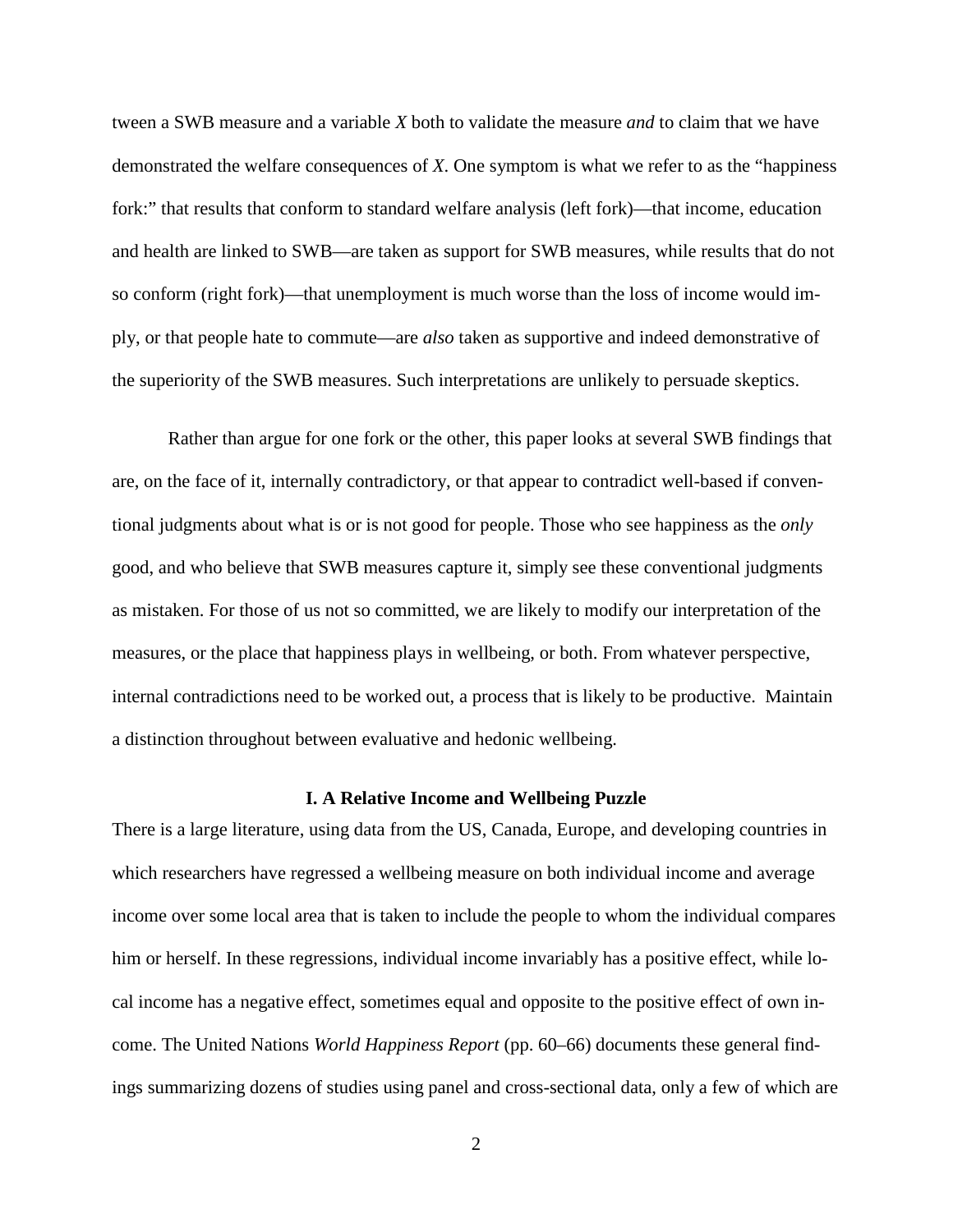tween a SWB measure and a variable *X* both to validate the measure *and* to claim that we have demonstrated the welfare consequences of *X*. One symptom is what we refer to as the "happiness fork:" that results that conform to standard welfare analysis (left fork)—that income, education and health are linked to SWB—are taken as support for SWB measures, while results that do not so conform (right fork)—that unemployment is much worse than the loss of income would imply, or that people hate to commute—are *also* taken as supportive and indeed demonstrative of the superiority of the SWB measures. Such interpretations are unlikely to persuade skeptics.

Rather than argue for one fork or the other, this paper looks at several SWB findings that are, on the face of it, internally contradictory, or that appear to contradict well-based if conventional judgments about what is or is not good for people. Those who see happiness as the *only* good, and who believe that SWB measures capture it, simply see these conventional judgments as mistaken. For those of us not so committed, we are likely to modify our interpretation of the measures, or the place that happiness plays in wellbeing, or both. From whatever perspective, internal contradictions need to be worked out, a process that is likely to be productive. Maintain a distinction throughout between evaluative and hedonic wellbeing.

## I. A Relative Income and Wellbeing Puzzle

There is a large literature, using data from the US, Canada, Europe, and developing countries in which researchers have regressed a wellbeing measure on both individual income and average income over some local area that is taken to include the people to whom the individual compares him or herself. In these regressions, individual income invariably has a positive effect, while local income has a negative effect, sometimes equal and opposite to the positive effect of own income. The United Nations *World Happiness Report* (pp. 60–66) documents these general findings summarizing dozens of studies using panel and cross-sectional data, only a few of which are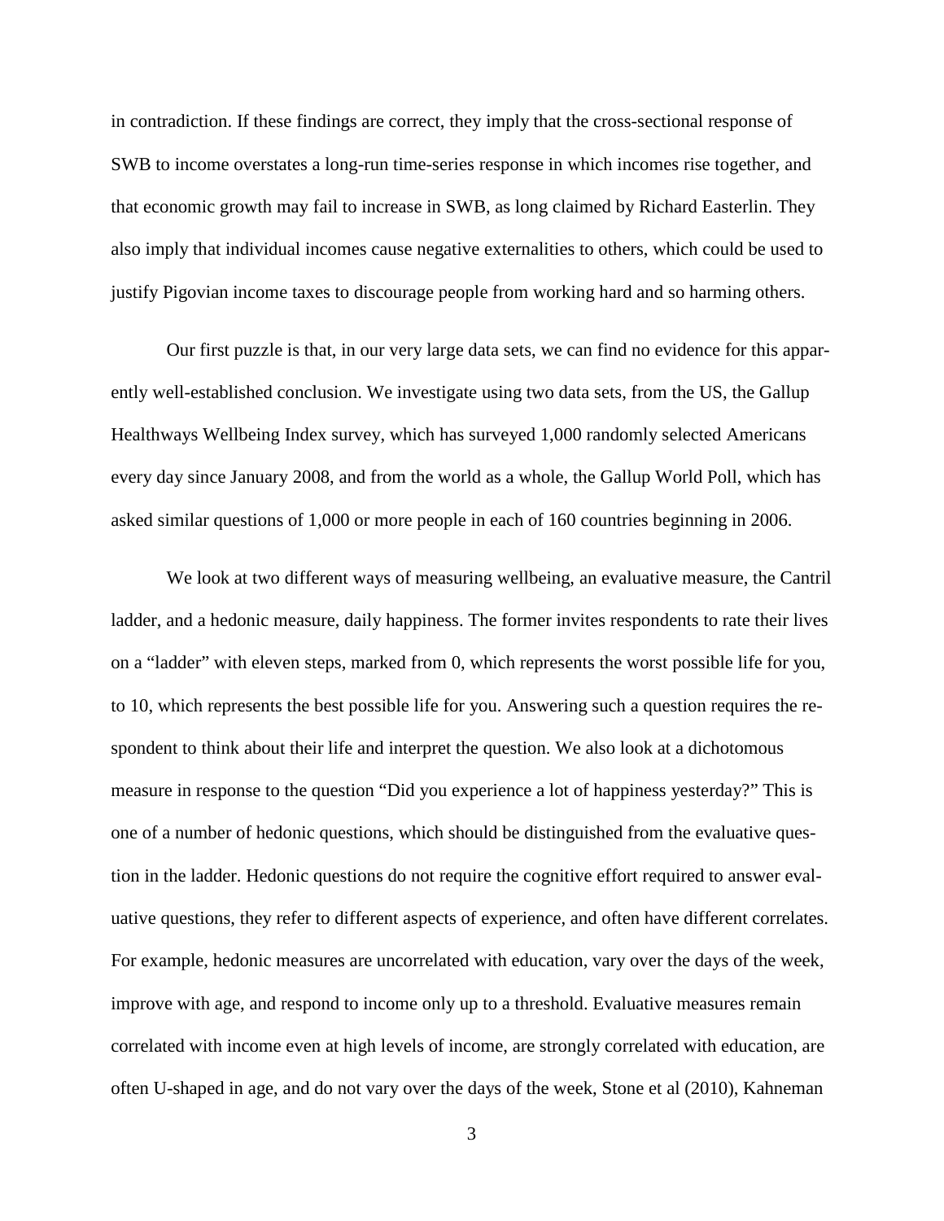in contradiction. If these findings are correct, they imply that the cross-sectional response of SWB to income overstates a long-run time-series response in which incomes rise together, and that economic growth may fail to increase in SWB, as long claimed by Richard Easterlin. They also imply that individual incomes cause negative externalities to others, which could be used to justify Pigovian income taxes to discourage people from working hard and so harming others.

Our first puzzle is that, in our very large data sets, we can find no evidence for this apparently well-established conclusion. We investigate using two data sets, from the US, the Gallup Healthways Wellbeing Index survey, which has surveyed 1,000 randomly selected Americans every day since January 2008, and from the world as a whole, the Gallup World Poll, which has asked similar questions of 1,000 or more people in each of 160 countries beginning in 2006.

We look at two different ways of measuring wellbeing, an evaluative measure, the Cantril ladder, and a hedonic measure, daily happiness. The former invites respondents to rate their lives on a "ladder" with eleven steps, marked from 0, which represents the worst possible life for you, to 10, which represents the best possible life for you. Answering such a question requires the respondent to think about their life and interpret the question. We also look at a dichotomous measure in response to the question "Did you experience a lot of happiness yesterday?" This is one of a number of hedonic questions, which should be distinguished from the evaluative question in the ladder. Hedonic questions do not require the cognitive effort required to answer evaluative questions, they refer to different aspects of experience, and often have different correlates. For example, hedonic measures are uncorrelated with education, vary over the days of the week, improve with age, and respond to income only up to a threshold. Evaluative measures remain correlated with income even at high levels of income, are strongly correlated with education, are often U-shaped in age, and do not vary over the days of the week, Stone et al (2010), Kahneman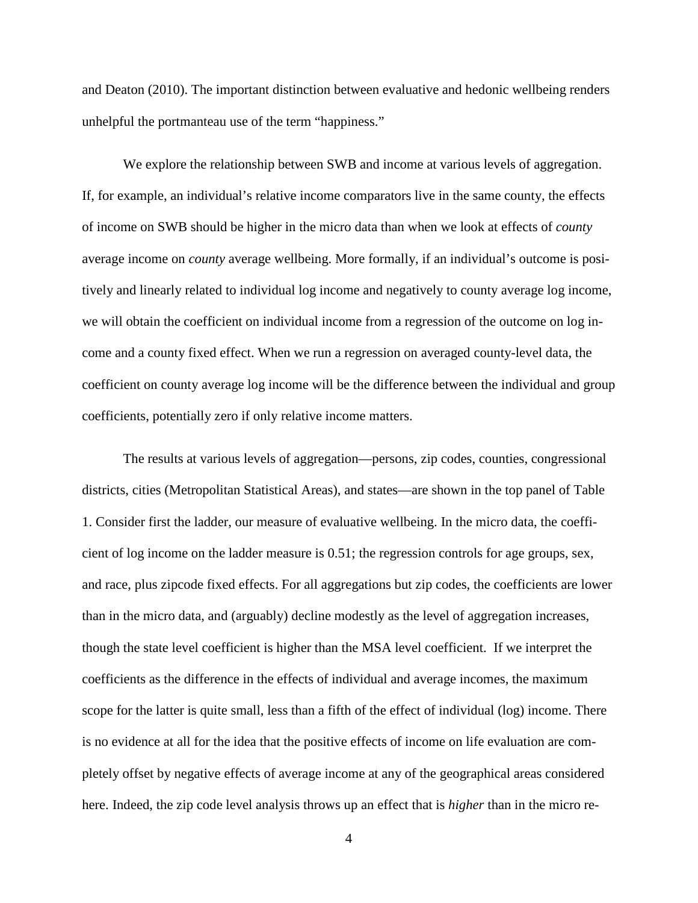and Deaton (2010). The important distinction between evaluative and hedonic wellbeing renders unhelpful the portmanteau use of the term "happiness."

We explore the relationship between SWB and income at various levels of aggregation. If, for example, an individual's relative income comparators live in the same county, the effects of income on SWB should be higher in the micro data than when we look at effects of *county* average income on *county* average wellbeing. More formally, if an individual's outcome is positively and linearly related to individual log income and negatively to county average log income, we will obtain the coefficient on individual income from a regression of the outcome on log income and a county fixed effect. When we run a regression on averaged county-level data, the coefficient on county average log income will be the difference between the individual and group coefficients, potentially zero if only relative income matters.

The results at various levels of aggregation—persons, zip codes, counties, congressional districts, cities (Metropolitan Statistical Areas), and states—are shown in the top panel of Table 1. Consider first the ladder, our measure of evaluative wellbeing. In the micro data, the coefficient of log income on the ladder measure is 0.51; the regression controls for age groups, sex, and race, plus zipcode fixed effects. For all aggregations but zip codes, the coefficients are lower than in the micro data, and (arguably) decline modestly as the level of aggregation increases, though the state level coefficient is higher than the MSA level coefficient. If we interpret the coefficients as the difference in the effects of individual and average incomes, the maximum scope for the latter is quite small, less than a fifth of the effect of individual (log) income. There is no evidence at all for the idea that the positive effects of income on life evaluation are completely offset by negative effects of average income at any of the geographical areas considered here. Indeed, the zip code level analysis throws up an effect that is *higher* than in the micro re-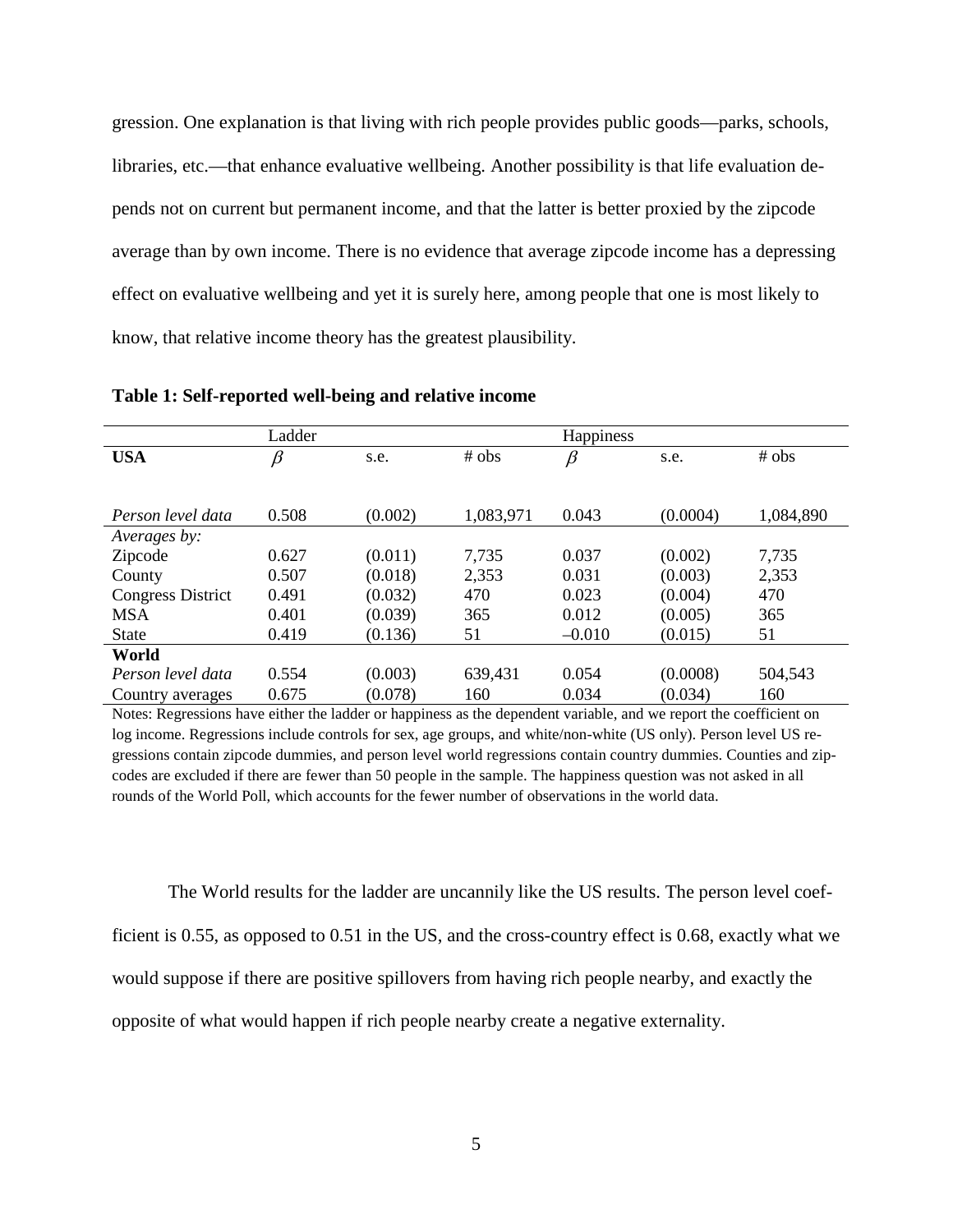gression. One explanation is that living with rich people provides public goods—parks, schools, libraries, etc.—that enhance evaluative wellbeing. Another possibility is that life evaluation depends not on current but permanent income, and that the latter is better proxied by the zipcode average than by own income. There is no evidence that average zipcode income has a depressing effect on evaluative wellbeing and yet it is surely here, among people that one is most likely to know, that relative income theory has the greatest plausibility.

**Table 1: Self-reported well-being and relative income**

| | Ladder | | | Happiness | | |
|---|---|---|---|---|---|---|
| **USA** | $\beta$ | s.e. | # obs | $\beta$ | s.e. | # obs |
| *Person level data* | 0.508 | (0.002) | 1,083,971 | 0.043 | (0.0004) | 1,084,890 |
| *Averages by:* | | | | | | |
| Zipcode | 0.627 | (0.011) | 7,735 | 0.037 | (0.002) | 7,735 |
| County | 0.507 | (0.018) | 2,353 | 0.031 | (0.003) | 2,353 |
| Congress District | 0.491 | (0.032) | 470 | 0.023 | (0.004) | 470 |
| MSA | 0.401 | (0.039) | 365 | 0.012 | (0.005) | 365 |
| State | 0.419 | (0.136) | 51 | –0.010 | (0.015) | 51 |
| **World** | | | | | | |
| *Person level data* | 0.554 | (0.003) | 639,431 | 0.054 | (0.0008) | 504,543 |
| Country averages | 0.675 | (0.078) | 160 | 0.034 | (0.034) | 160 |

Notes: Regressions have either the ladder or happiness as the dependent variable, and we report the coefficient on log income. Regressions include controls for sex, age groups, and white/non-white (US only). Person level US regressions contain zipcode dummies, and person level world regressions contain country dummies. Counties and zipcodes are excluded if there are fewer than 50 people in the sample. The happiness question was not asked in all rounds of the World Poll, which accounts for the fewer number of observations in the world data.

The World results for the ladder are uncannily like the US results. The person level coefficient is 0.55, as opposed to 0.51 in the US, and the cross-country effect is 0.68, exactly what we would suppose if there are positive spillovers from having rich people nearby, and exactly the opposite of what would happen if rich people nearby create a negative externality.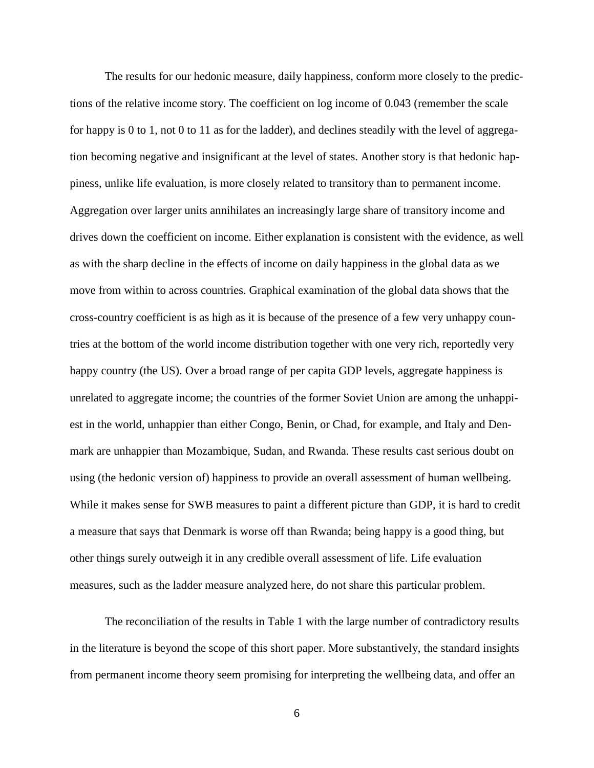The results for our hedonic measure, daily happiness, conform more closely to the predictions of the relative income story. The coefficient on log income of 0.043 (remember the scale for happy is 0 to 1, not 0 to 11 as for the ladder), and declines steadily with the level of aggregation becoming negative and insignificant at the level of states. Another story is that hedonic happiness, unlike life evaluation, is more closely related to transitory than to permanent income. Aggregation over larger units annihilates an increasingly large share of transitory income and drives down the coefficient on income. Either explanation is consistent with the evidence, as well as with the sharp decline in the effects of income on daily happiness in the global data as we move from within to across countries. Graphical examination of the global data shows that the cross-country coefficient is as high as it is because of the presence of a few very unhappy countries at the bottom of the world income distribution together with one very rich, reportedly very happy country (the US). Over a broad range of per capita GDP levels, aggregate happiness is unrelated to aggregate income; the countries of the former Soviet Union are among the unhappiest in the world, unhappier than either Congo, Benin, or Chad, for example, and Italy and Denmark are unhappier than Mozambique, Sudan, and Rwanda. These results cast serious doubt on using (the hedonic version of) happiness to provide an overall assessment of human wellbeing. While it makes sense for SWB measures to paint a different picture than GDP, it is hard to credit a measure that says that Denmark is worse off than Rwanda; being happy is a good thing, but other things surely outweigh it in any credible overall assessment of life. Life evaluation measures, such as the ladder measure analyzed here, do not share this particular problem.

The reconciliation of the results in Table 1 with the large number of contradictory results in the literature is beyond the scope of this short paper. More substantively, the standard insights from permanent income theory seem promising for interpreting the wellbeing data, and offer an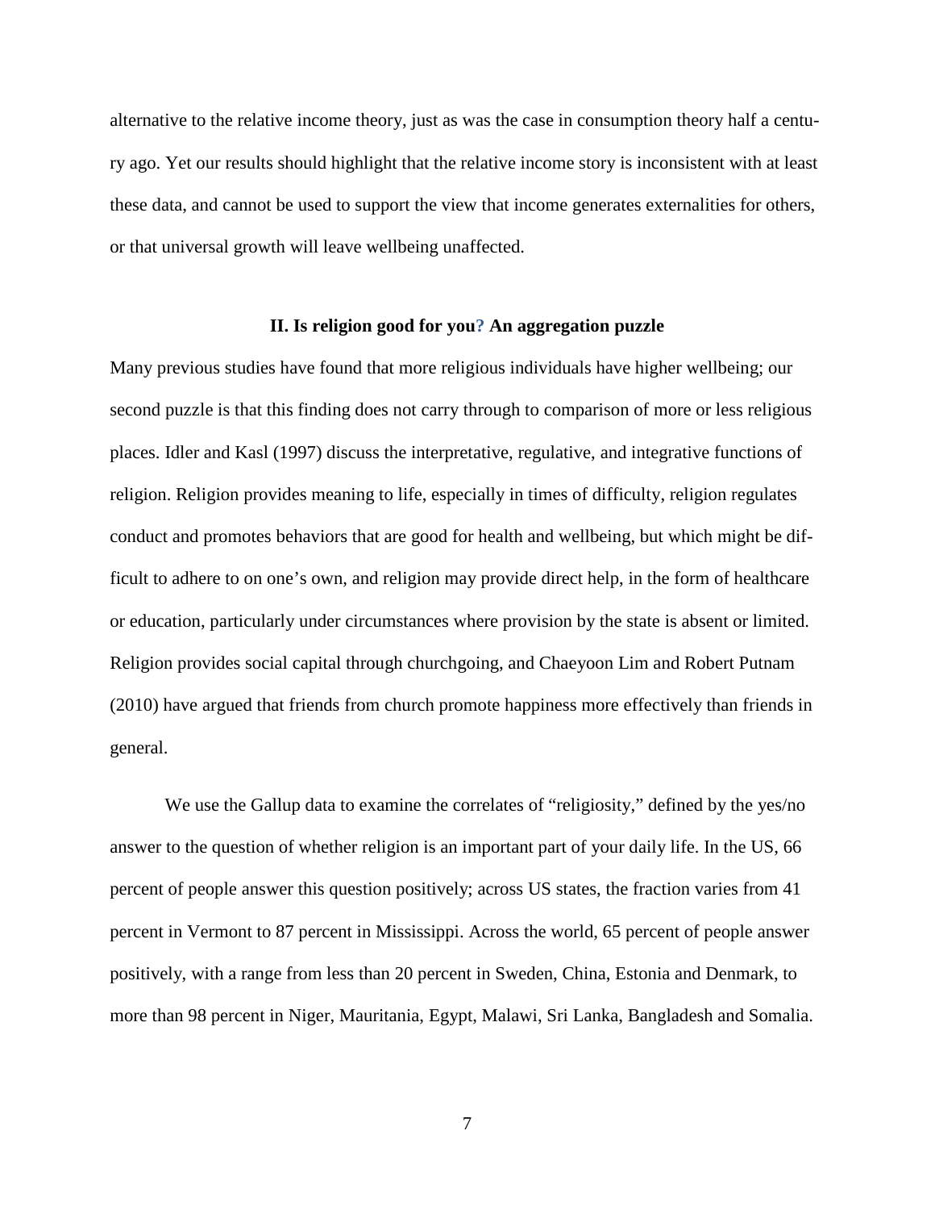alternative to the relative income theory, just as was the case in consumption theory half a century ago. Yet our results should highlight that the relative income story is inconsistent with at least these data, and cannot be used to support the view that income generates externalities for others, or that universal growth will leave wellbeing unaffected.

## II. Is religion good for you? An aggregation puzzle

Many previous studies have found that more religious individuals have higher wellbeing; our second puzzle is that this finding does not carry through to comparison of more or less religious places. Idler and Kasl (1997) discuss the interpretative, regulative, and integrative functions of religion. Religion provides meaning to life, especially in times of difficulty, religion regulates conduct and promotes behaviors that are good for health and wellbeing, but which might be difficult to adhere to on one's own, and religion may provide direct help, in the form of healthcare or education, particularly under circumstances where provision by the state is absent or limited. Religion provides social capital through churchgoing, and Chaeyoon Lim and Robert Putnam (2010) have argued that friends from church promote happiness more effectively than friends in general.

We use the Gallup data to examine the correlates of "religiosity," defined by the yes/no answer to the question of whether religion is an important part of your daily life. In the US, 66 percent of people answer this question positively; across US states, the fraction varies from 41 percent in Vermont to 87 percent in Mississippi. Across the world, 65 percent of people answer positively, with a range from less than 20 percent in Sweden, China, Estonia and Denmark, to more than 98 percent in Niger, Mauritania, Egypt, Malawi, Sri Lanka, Bangladesh and Somalia.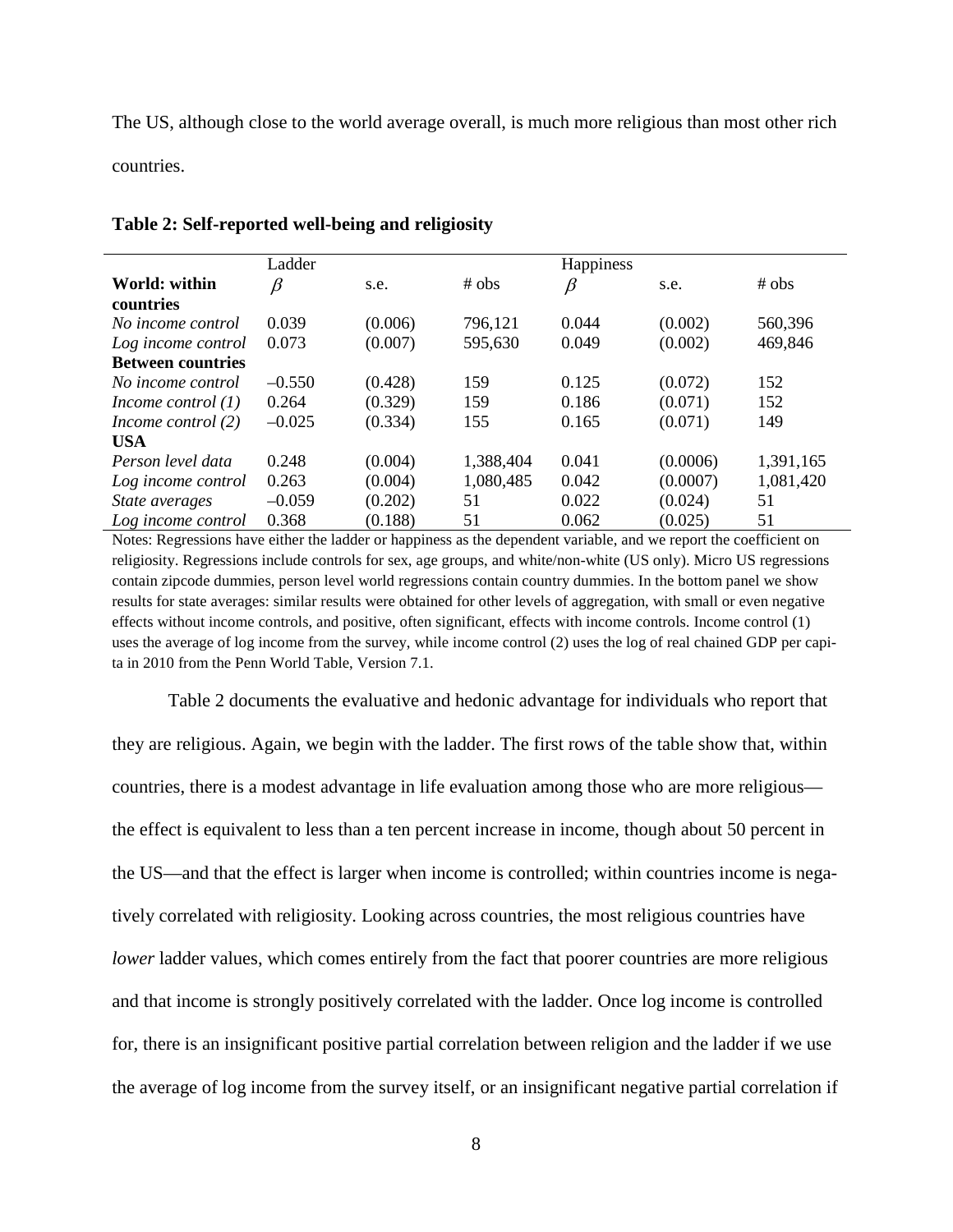The US, although close to the world average overall, is much more religious than most other rich countries.

**Table 2: Self-reported well-being and religiosity**

| | Ladder | | | Happiness | | |
|---|---|---|---|---|---|---|
| **World: within countries** | $\beta$ | s.e. | # obs | $\beta$ | s.e. | # obs |
| *No income control* | 0.039 | (0.006) | 796,121 | 0.044 | (0.002) | 560,396 |
| *Log income control* | 0.073 | (0.007) | 595,630 | 0.049 | (0.002) | 469,846 |
| **Between countries** | | | | | | |
| *No income control* | –0.550 | (0.428) | 159 | 0.125 | (0.072) | 152 |
| *Income control (1)* | 0.264 | (0.329) | 159 | 0.186 | (0.071) | 152 |
| *Income control (2)* | –0.025 | (0.334) | 155 | 0.165 | (0.071) | 149 |
| **USA** | | | | | | |
| *Person level data* | 0.248 | (0.004) | 1,388,404 | 0.041 | (0.0006) | 1,391,165 |
| *Log income control* | 0.263 | (0.004) | 1,080,485 | 0.042 | (0.0007) | 1,081,420 |
| *State averages* | –0.059 | (0.202) | 51 | 0.022 | (0.024) | 51 |
| *Log income control* | 0.368 | (0.188) | 51 | 0.062 | (0.025) | 51 |

Notes: Regressions have either the ladder or happiness as the dependent variable, and we report the coefficient on religiosity. Regressions include controls for sex, age groups, and white/non-white (US only). Micro US regressions contain zipcode dummies, person level world regressions contain country dummies. In the bottom panel we show results for state averages: similar results were obtained for other levels of aggregation, with small or even negative effects without income controls, and positive, often significant, effects with income controls. Income control (1) uses the average of log income from the survey, while income control (2) uses the log of real chained GDP per capita in 2010 from the Penn World Table, Version 7.1.

Table 2 documents the evaluative and hedonic advantage for individuals who report that they are religious. Again, we begin with the ladder. The first rows of the table show that, within countries, there is a modest advantage in life evaluation among those who are more religious—the effect is equivalent to less than a ten percent increase in income, though about 50 percent in the US—and that the effect is larger when income is controlled; within countries income is negatively correlated with religiosity. Looking across countries, the most religious countries have *lower* ladder values, which comes entirely from the fact that poorer countries are more religious and that income is strongly positively correlated with the ladder. Once log income is controlled for, there is an insignificant positive partial correlation between religion and the ladder if we use the average of log income from the survey itself, or an insignificant negative partial correlation if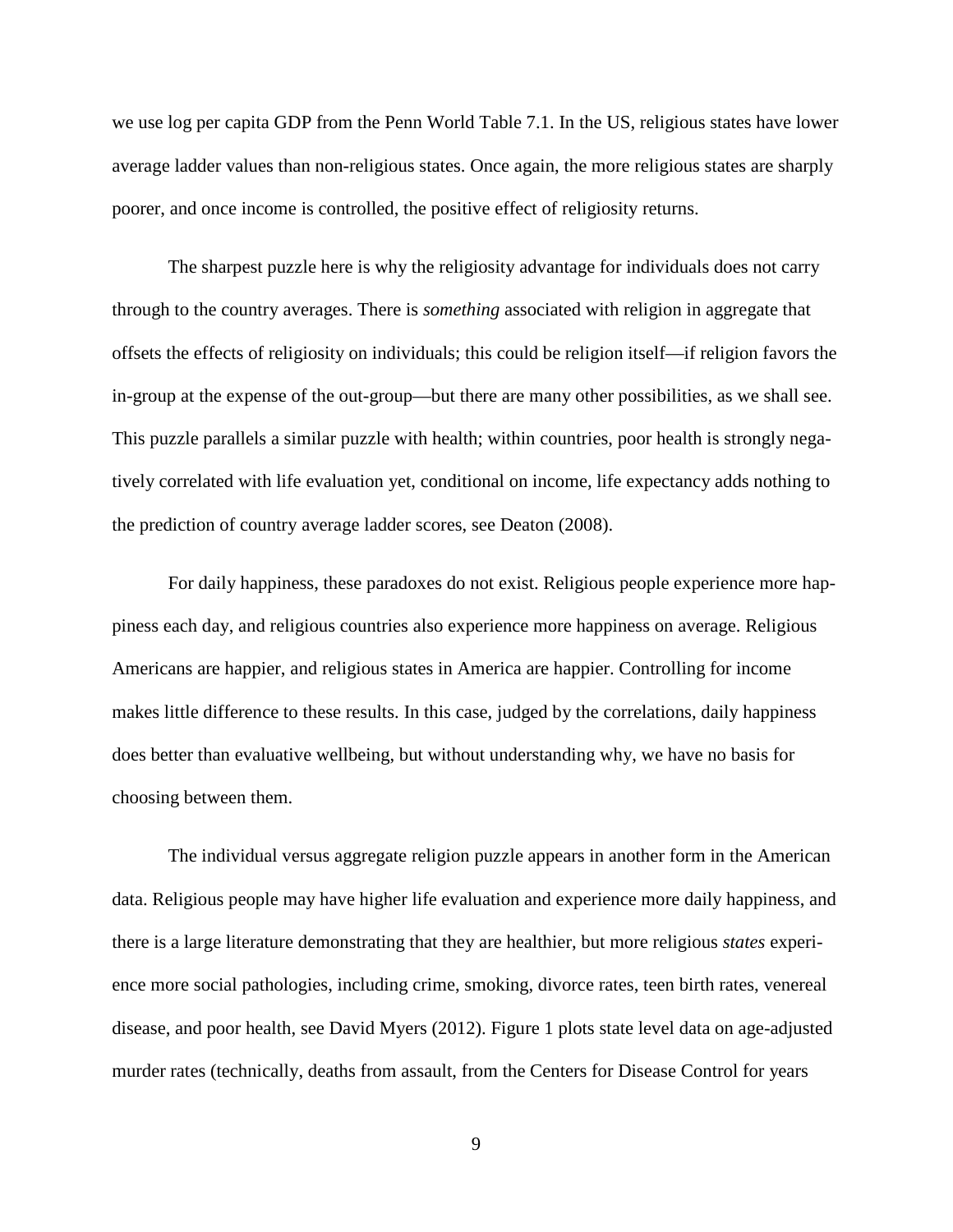we use log per capita GDP from the Penn World Table 7.1. In the US, religious states have lower average ladder values than non-religious states. Once again, the more religious states are sharply poorer, and once income is controlled, the positive effect of religiosity returns.

The sharpest puzzle here is why the religiosity advantage for individuals does not carry through to the country averages. There is *something* associated with religion in aggregate that offsets the effects of religiosity on individuals; this could be religion itself—if religion favors the in-group at the expense of the out-group—but there are many other possibilities, as we shall see. This puzzle parallels a similar puzzle with health; within countries, poor health is strongly negatively correlated with life evaluation yet, conditional on income, life expectancy adds nothing to the prediction of country average ladder scores, see Deaton (2008).

For daily happiness, these paradoxes do not exist. Religious people experience more happiness each day, and religious countries also experience more happiness on average. Religious Americans are happier, and religious states in America are happier. Controlling for income makes little difference to these results. In this case, judged by the correlations, daily happiness does better than evaluative wellbeing, but without understanding why, we have no basis for choosing between them.

The individual versus aggregate religion puzzle appears in another form in the American data. Religious people may have higher life evaluation and experience more daily happiness, and there is a large literature demonstrating that they are healthier, but more religious *states* experience more social pathologies, including crime, smoking, divorce rates, teen birth rates, venereal disease, and poor health, see David Myers (2012). Figure 1 plots state level data on age-adjusted murder rates (technically, deaths from assault, from the Centers for Disease Control for years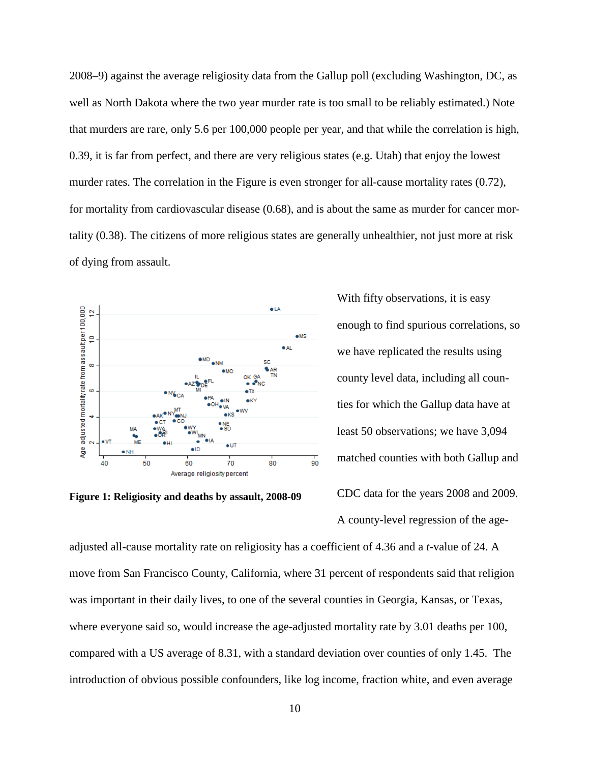2008–9) against the average religiosity data from the Gallup poll (excluding Washington, DC, as well as North Dakota where the two year murder rate is too small to be reliably estimated.) Note that murders are rare, only 5.6 per 100,000 people per year, and that while the correlation is high, 0.39, it is far from perfect, and there are very religious states (e.g. Utah) that enjoy the lowest murder rates. The correlation in the Figure is even stronger for all-cause mortality rates (0.72), for mortality from cardiovascular disease (0.68), and is about the same as murder for cancer mortality (0.38). The citizens of more religious states are generally unhealthier, not just more at risk of dying from assault.

**Figure 1: Religiosity and deaths by assault, 2008-09**

With fifty observations, it is easy enough to find spurious correlations, so we have replicated the results using county level data, including all counties for which the Gallup data have at least 50 observations; we have 3,094 matched counties with both Gallup and CDC data for the years 2008 and 2009. A county-level regression of the age-adjusted all-cause mortality rate on religiosity has a coefficient of 4.36 and a *t*-value of 24. A move from San Francisco County, California, where 31 percent of respondents said that religion was important in their daily lives, to one of the several counties in Georgia, Kansas, or Texas, where everyone said so, would increase the age-adjusted mortality rate by 3.01 deaths per 100, compared with a US average of 8.31, with a standard deviation over counties of only 1.45. The introduction of obvious possible confounders, like log income, fraction white, and even average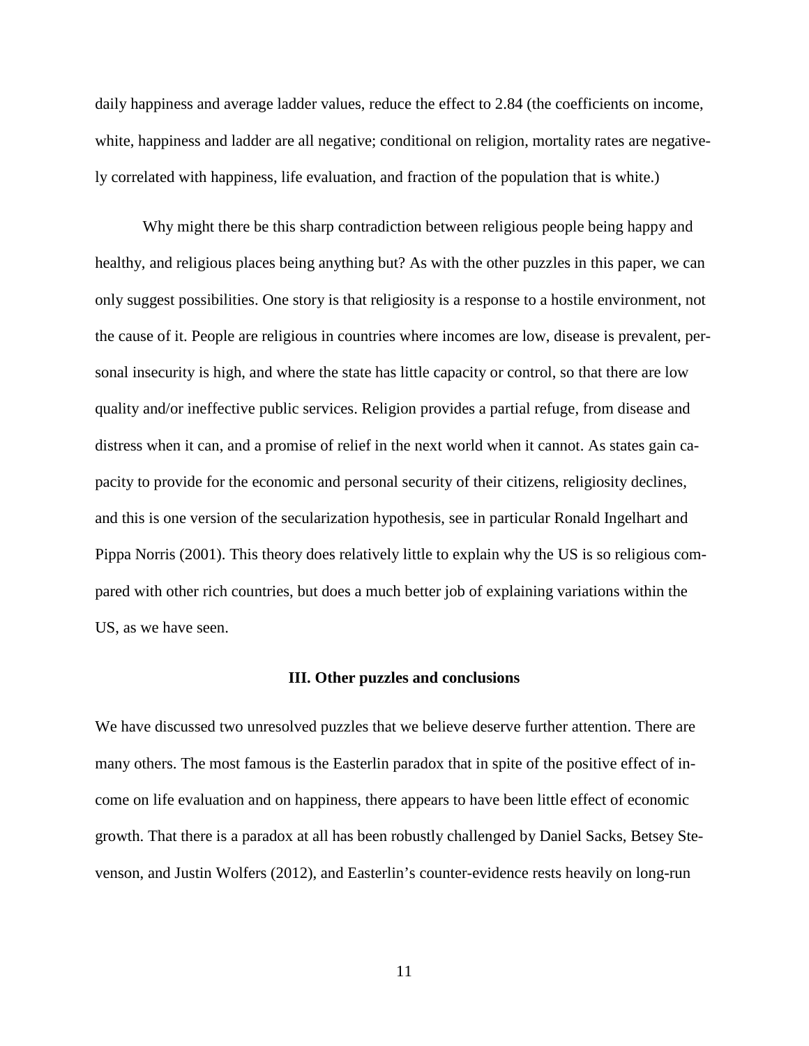daily happiness and average ladder values, reduce the effect to 2.84 (the coefficients on income, white, happiness and ladder are all negative; conditional on religion, mortality rates are negatively correlated with happiness, life evaluation, and fraction of the population that is white.)

Why might there be this sharp contradiction between religious people being happy and healthy, and religious places being anything but? As with the other puzzles in this paper, we can only suggest possibilities. One story is that religiosity is a response to a hostile environment, not the cause of it. People are religious in countries where incomes are low, disease is prevalent, personal insecurity is high, and where the state has little capacity or control, so that there are low quality and/or ineffective public services. Religion provides a partial refuge, from disease and distress when it can, and a promise of relief in the next world when it cannot. As states gain capacity to provide for the economic and personal security of their citizens, religiosity declines, and this is one version of the secularization hypothesis, see in particular Ronald Ingelhart and Pippa Norris (2001). This theory does relatively little to explain why the US is so religious compared with other rich countries, but does a much better job of explaining variations within the US, as we have seen.

## III. Other puzzles and conclusions

We have discussed two unresolved puzzles that we believe deserve further attention. There are many others. The most famous is the Easterlin paradox that in spite of the positive effect of income on life evaluation and on happiness, there appears to have been little effect of economic growth. That there is a paradox at all has been robustly challenged by Daniel Sacks, Betsey Stevenson, and Justin Wolfers (2012), and Easterlin's counter-evidence rests heavily on long-run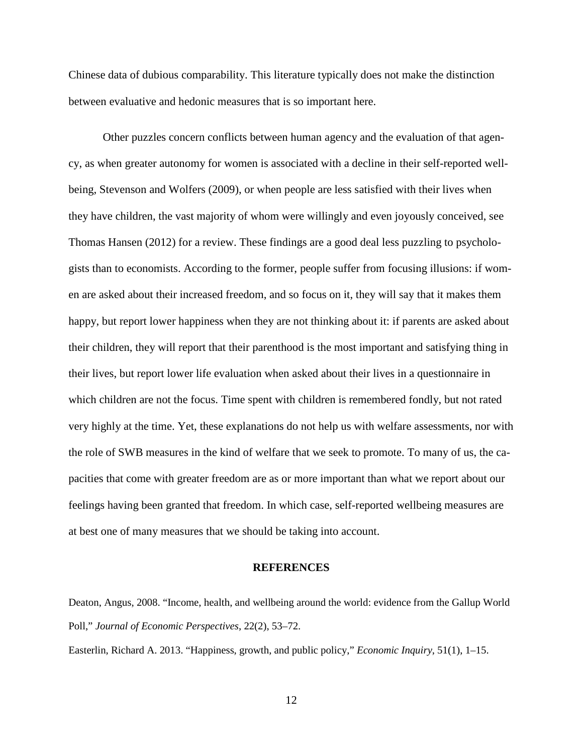Chinese data of dubious comparability. This literature typically does not make the distinction between evaluative and hedonic measures that is so important here.

Other puzzles concern conflicts between human agency and the evaluation of that agency, as when greater autonomy for women is associated with a decline in their self-reported wellbeing, Stevenson and Wolfers (2009), or when people are less satisfied with their lives when they have children, the vast majority of whom were willingly and even joyously conceived, see Thomas Hansen (2012) for a review. These findings are a good deal less puzzling to psychologists than to economists. According to the former, people suffer from focusing illusions: if women are asked about their increased freedom, and so focus on it, they will say that it makes them happy, but report lower happiness when they are not thinking about it: if parents are asked about their children, they will report that their parenthood is the most important and satisfying thing in their lives, but report lower life evaluation when asked about their lives in a questionnaire in which children are not the focus. Time spent with children is remembered fondly, but not rated very highly at the time. Yet, these explanations do not help us with welfare assessments, nor with the role of SWB measures in the kind of welfare that we seek to promote. To many of us, the capacities that come with greater freedom are as or more important than what we report about our feelings having been granted that freedom. In which case, self-reported wellbeing measures are at best one of many measures that we should be taking into account.

## REFERENCES

Deaton, Angus, 2008. "Income, health, and wellbeing around the world: evidence from the Gallup World Poll," *Journal of Economic Perspectives*, 22(2), 53–72.

Easterlin, Richard A. 2013. "Happiness, growth, and public policy," *Economic Inquiry*, 51(1), 1–15.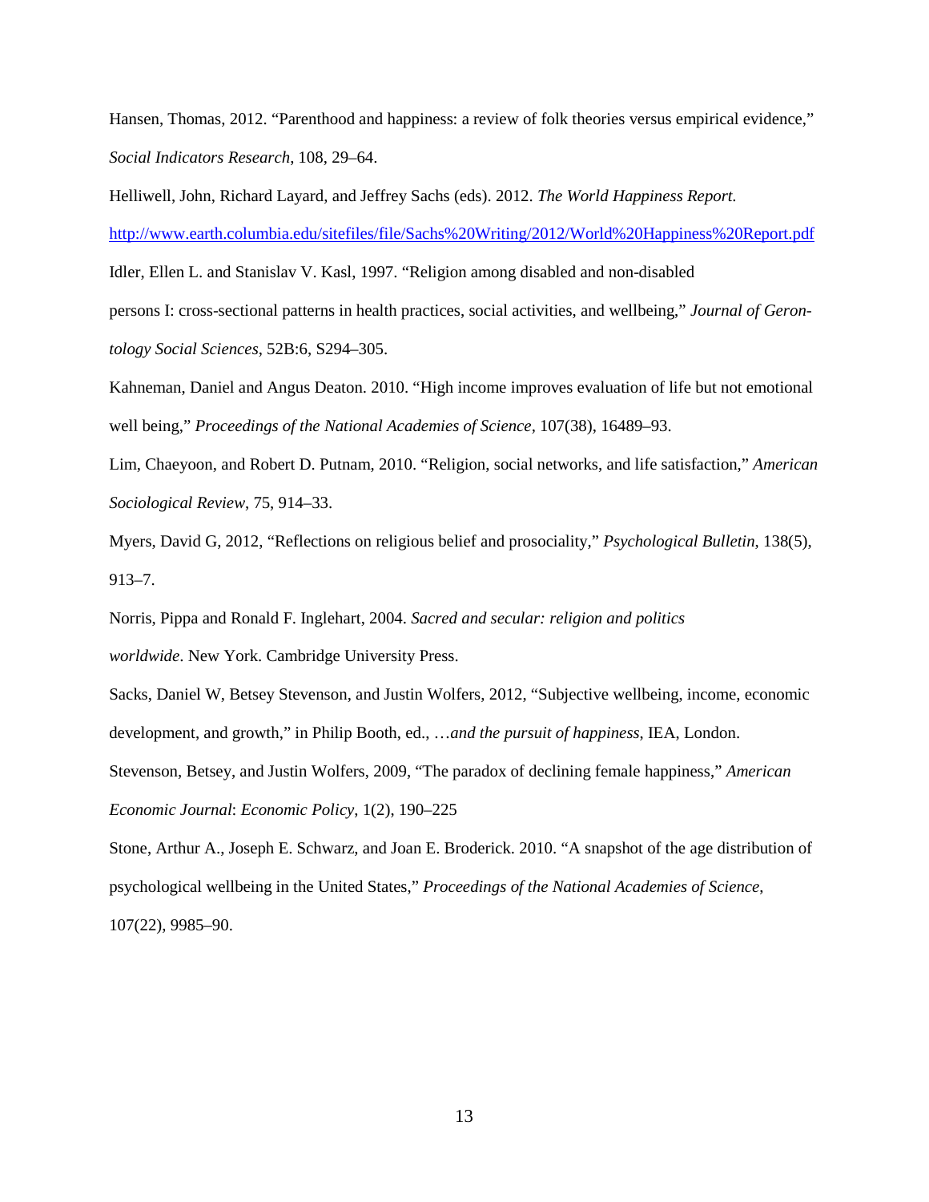Hansen, Thomas, 2012. "Parenthood and happiness: a review of folk theories versus empirical evidence," *Social Indicators Research*, 108, 29–64.

Helliwell, John, Richard Layard, and Jeffrey Sachs (eds). 2012. *The World Happiness Report.* http://www.earth.columbia.edu/sitefiles/file/Sachs%20Writing/2012/World%20Happiness%20Report.pdf

Idler, Ellen L. and Stanislav V. Kasl, 1997. "Religion among disabled and non-disabled persons I: cross-sectional patterns in health practices, social activities, and wellbeing," *Journal of Gerontology Social Sciences*, 52B:6, S294–305.

Kahneman, Daniel and Angus Deaton. 2010. "High income improves evaluation of life but not emotional well being," *Proceedings of the National Academies of Science*, 107(38), 16489–93.

Lim, Chaeyoon, and Robert D. Putnam, 2010. "Religion, social networks, and life satisfaction," *American Sociological Review*, 75, 914–33.

Myers, David G, 2012, "Reflections on religious belief and prosociality," *Psychological Bulletin*, 138(5), 913–7.

Norris, Pippa and Ronald F. Inglehart, 2004. *Sacred and secular: religion and politics worldwide*. New York. Cambridge University Press.

Sacks, Daniel W, Betsey Stevenson, and Justin Wolfers, 2012, "Subjective wellbeing, income, economic development, and growth," in Philip Booth, ed., …*and the pursuit of happiness*, IEA, London.

Stevenson, Betsey, and Justin Wolfers, 2009, "The paradox of declining female happiness," *American Economic Journal*: *Economic Policy*, 1(2), 190–225

Stone, Arthur A., Joseph E. Schwarz, and Joan E. Broderick. 2010. "A snapshot of the age distribution of psychological wellbeing in the United States," *Proceedings of the National Academies of Science*, 107(22), 9985–90.